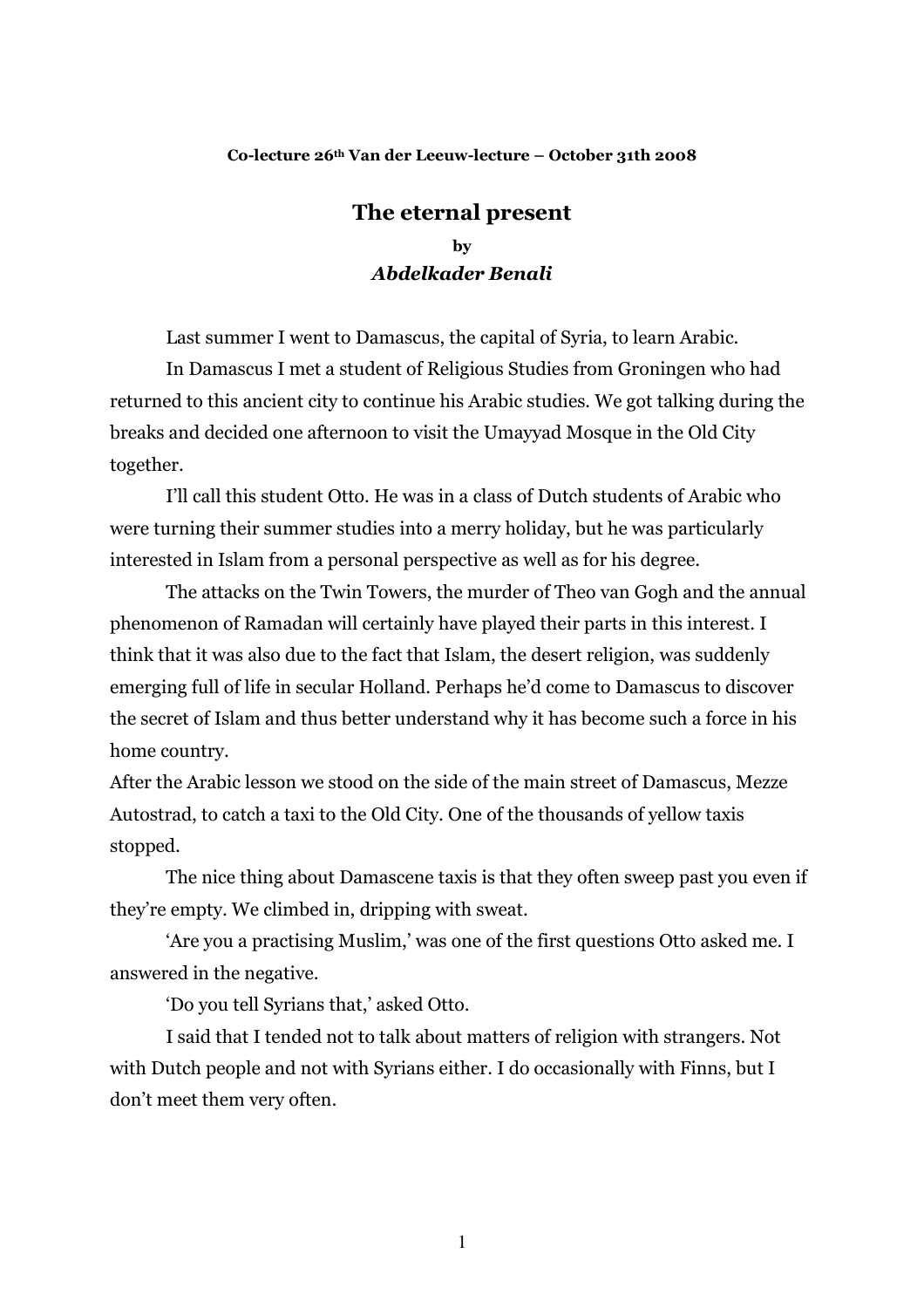**Co-lecture 26th Van der Leeuw-lecture – October 31th 2008**

# The eternal present

**by**

***Abdelkader Benali***

Last summer I went to Damascus, the capital of Syria, to learn Arabic.

In Damascus I met a student of Religious Studies from Groningen who had returned to this ancient city to continue his Arabic studies. We got talking during the breaks and decided one afternoon to visit the Umayyad Mosque in the Old City together.

I'll call this student Otto. He was in a class of Dutch students of Arabic who were turning their summer studies into a merry holiday, but he was particularly interested in Islam from a personal perspective as well as for his degree.

The attacks on the Twin Towers, the murder of Theo van Gogh and the annual phenomenon of Ramadan will certainly have played their parts in this interest. I think that it was also due to the fact that Islam, the desert religion, was suddenly emerging full of life in secular Holland. Perhaps he'd come to Damascus to discover the secret of Islam and thus better understand why it has become such a force in his home country.

After the Arabic lesson we stood on the side of the main street of Damascus, Mezze Autostrad, to catch a taxi to the Old City. One of the thousands of yellow taxis stopped.

The nice thing about Damascene taxis is that they often sweep past you even if they're empty. We climbed in, dripping with sweat.

'Are you a practising Muslim,' was one of the first questions Otto asked me. I answered in the negative.

'Do you tell Syrians that,' asked Otto.

I said that I tended not to talk about matters of religion with strangers. Not with Dutch people and not with Syrians either. I do occasionally with Finns, but I don't meet them very often.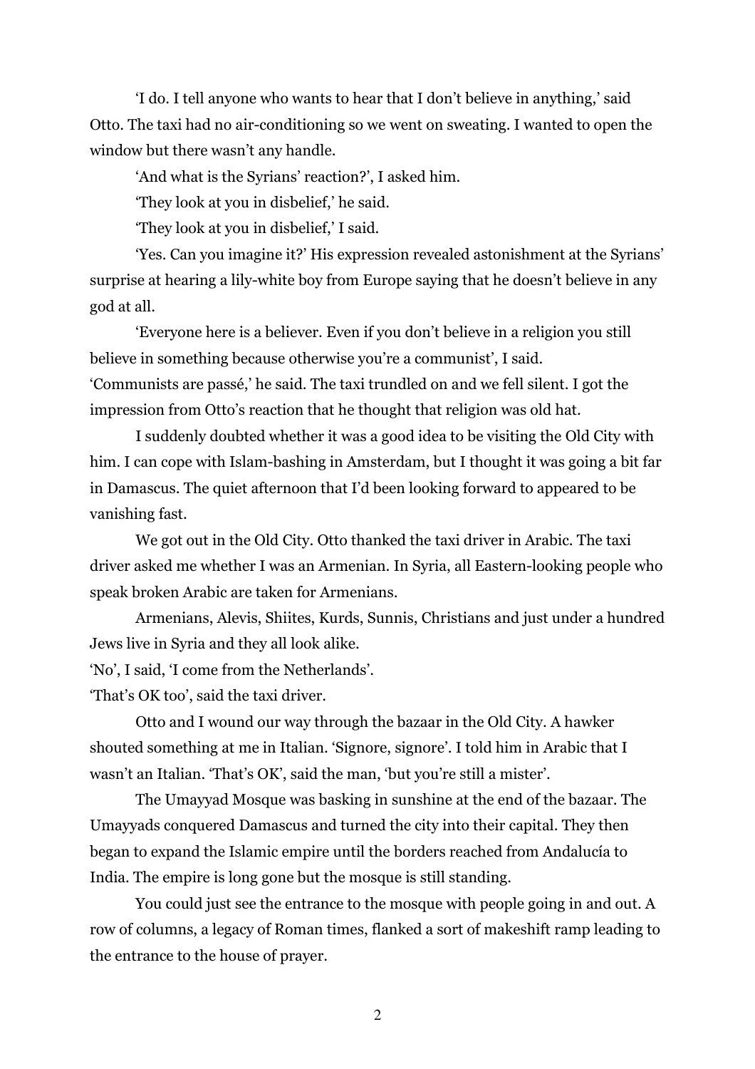'I do. I tell anyone who wants to hear that I don't believe in anything,' said Otto. The taxi had no air-conditioning so we went on sweating. I wanted to open the window but there wasn't any handle.

'And what is the Syrians' reaction?', I asked him.

'They look at you in disbelief,' he said.

'They look at you in disbelief,' I said.

'Yes. Can you imagine it?' His expression revealed astonishment at the Syrians' surprise at hearing a lily-white boy from Europe saying that he doesn't believe in any god at all.

'Everyone here is a believer. Even if you don't believe in a religion you still believe in something because otherwise you're a communist', I said.

'Communists are passé,' he said. The taxi trundled on and we fell silent. I got the impression from Otto's reaction that he thought that religion was old hat.

I suddenly doubted whether it was a good idea to be visiting the Old City with him. I can cope with Islam-bashing in Amsterdam, but I thought it was going a bit far in Damascus. The quiet afternoon that I'd been looking forward to appeared to be vanishing fast.

We got out in the Old City. Otto thanked the taxi driver in Arabic. The taxi driver asked me whether I was an Armenian. In Syria, all Eastern-looking people who speak broken Arabic are taken for Armenians.

Armenians, Alevis, Shiites, Kurds, Sunnis, Christians and just under a hundred Jews live in Syria and they all look alike.

'No', I said, 'I come from the Netherlands'.

'That's OK too', said the taxi driver.

Otto and I wound our way through the bazaar in the Old City. A hawker shouted something at me in Italian. 'Signore, signore'. I told him in Arabic that I wasn't an Italian. 'That's OK', said the man, 'but you're still a mister'.

The Umayyad Mosque was basking in sunshine at the end of the bazaar. The Umayyads conquered Damascus and turned the city into their capital. They then began to expand the Islamic empire until the borders reached from Andalucía to India. The empire is long gone but the mosque is still standing.

You could just see the entrance to the mosque with people going in and out. A row of columns, a legacy of Roman times, flanked a sort of makeshift ramp leading to the entrance to the house of prayer.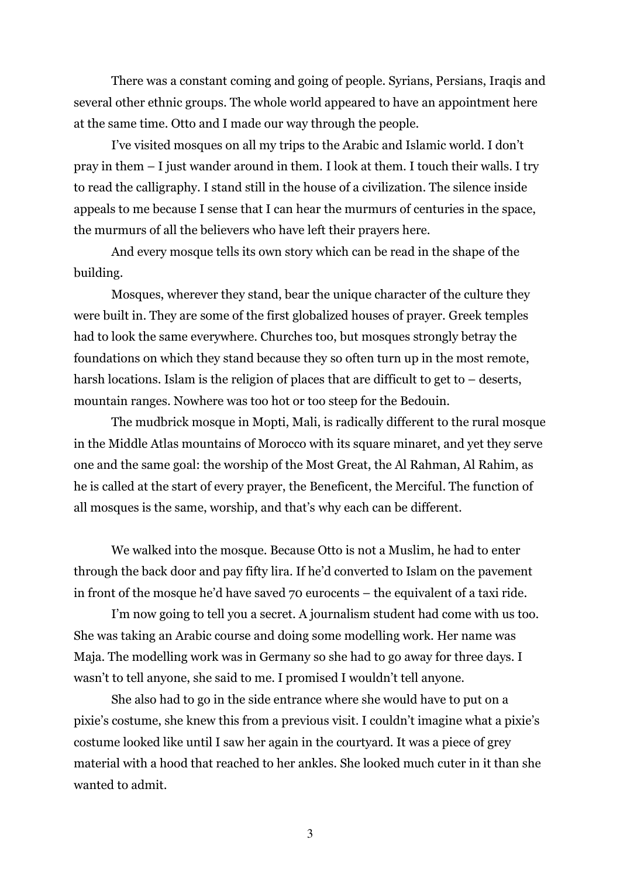There was a constant coming and going of people. Syrians, Persians, Iraqis and several other ethnic groups. The whole world appeared to have an appointment here at the same time. Otto and I made our way through the people.

I've visited mosques on all my trips to the Arabic and Islamic world. I don't pray in them – I just wander around in them. I look at them. I touch their walls. I try to read the calligraphy. I stand still in the house of a civilization. The silence inside appeals to me because I sense that I can hear the murmurs of centuries in the space, the murmurs of all the believers who have left their prayers here.

And every mosque tells its own story which can be read in the shape of the building.

Mosques, wherever they stand, bear the unique character of the culture they were built in. They are some of the first globalized houses of prayer. Greek temples had to look the same everywhere. Churches too, but mosques strongly betray the foundations on which they stand because they so often turn up in the most remote, harsh locations. Islam is the religion of places that are difficult to get to – deserts, mountain ranges. Nowhere was too hot or too steep for the Bedouin.

The mudbrick mosque in Mopti, Mali, is radically different to the rural mosque in the Middle Atlas mountains of Morocco with its square minaret, and yet they serve one and the same goal: the worship of the Most Great, the Al Rahman, Al Rahim, as he is called at the start of every prayer, the Beneficent, the Merciful. The function of all mosques is the same, worship, and that's why each can be different.

We walked into the mosque. Because Otto is not a Muslim, he had to enter through the back door and pay fifty lira. If he'd converted to Islam on the pavement in front of the mosque he'd have saved 70 eurocents – the equivalent of a taxi ride.

I'm now going to tell you a secret. A journalism student had come with us too. She was taking an Arabic course and doing some modelling work. Her name was Maja. The modelling work was in Germany so she had to go away for three days. I wasn't to tell anyone, she said to me. I promised I wouldn't tell anyone.

She also had to go in the side entrance where she would have to put on a pixie's costume, she knew this from a previous visit. I couldn't imagine what a pixie's costume looked like until I saw her again in the courtyard. It was a piece of grey material with a hood that reached to her ankles. She looked much cuter in it than she wanted to admit.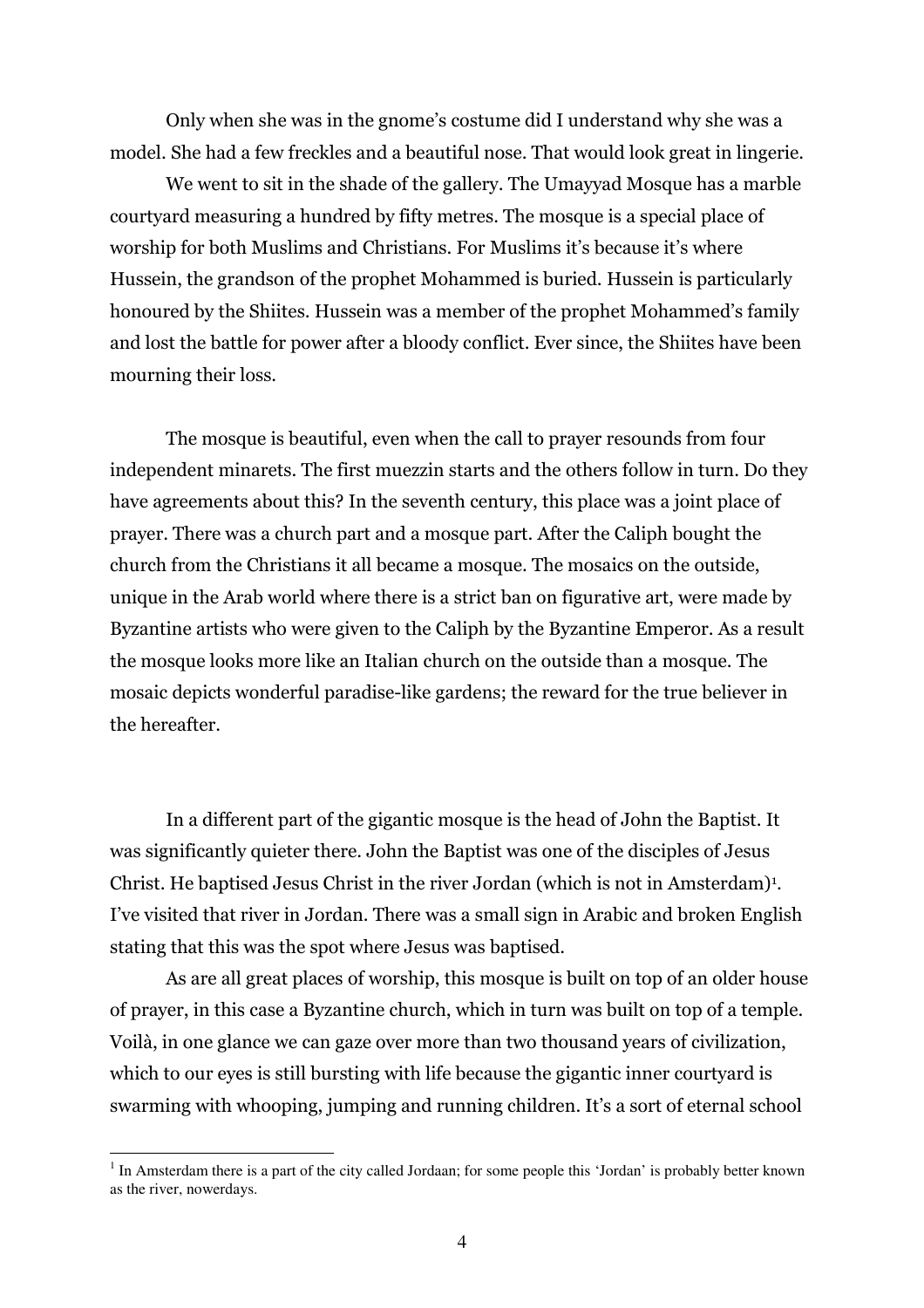Only when she was in the gnome's costume did I understand why she was a model. She had a few freckles and a beautiful nose. That would look great in lingerie.

We went to sit in the shade of the gallery. The Umayyad Mosque has a marble courtyard measuring a hundred by fifty metres. The mosque is a special place of worship for both Muslims and Christians. For Muslims it's because it's where Hussein, the grandson of the prophet Mohammed is buried. Hussein is particularly honoured by the Shiites. Hussein was a member of the prophet Mohammed's family and lost the battle for power after a bloody conflict. Ever since, the Shiites have been mourning their loss.

The mosque is beautiful, even when the call to prayer resounds from four independent minarets. The first muezzin starts and the others follow in turn. Do they have agreements about this? In the seventh century, this place was a joint place of prayer. There was a church part and a mosque part. After the Caliph bought the church from the Christians it all became a mosque. The mosaics on the outside, unique in the Arab world where there is a strict ban on figurative art, were made by Byzantine artists who were given to the Caliph by the Byzantine Emperor. As a result the mosque looks more like an Italian church on the outside than a mosque. The mosaic depicts wonderful paradise-like gardens; the reward for the true believer in the hereafter.

In a different part of the gigantic mosque is the head of John the Baptist. It was significantly quieter there. John the Baptist was one of the disciples of Jesus Christ. He baptised Jesus Christ in the river Jordan (which is not in Amsterdam)[1]. I've visited that river in Jordan. There was a small sign in Arabic and broken English stating that this was the spot where Jesus was baptised.

As are all great places of worship, this mosque is built on top of an older house of prayer, in this case a Byzantine church, which in turn was built on top of a temple. Voilà, in one glance we can gaze over more than two thousand years of civilization, which to our eyes is still bursting with life because the gigantic inner courtyard is swarming with whooping, jumping and running children. It's a sort of eternal school

[1] In Amsterdam there is a part of the city called Jordaan; for some people this 'Jordan' is probably better known as the river, nowerdays.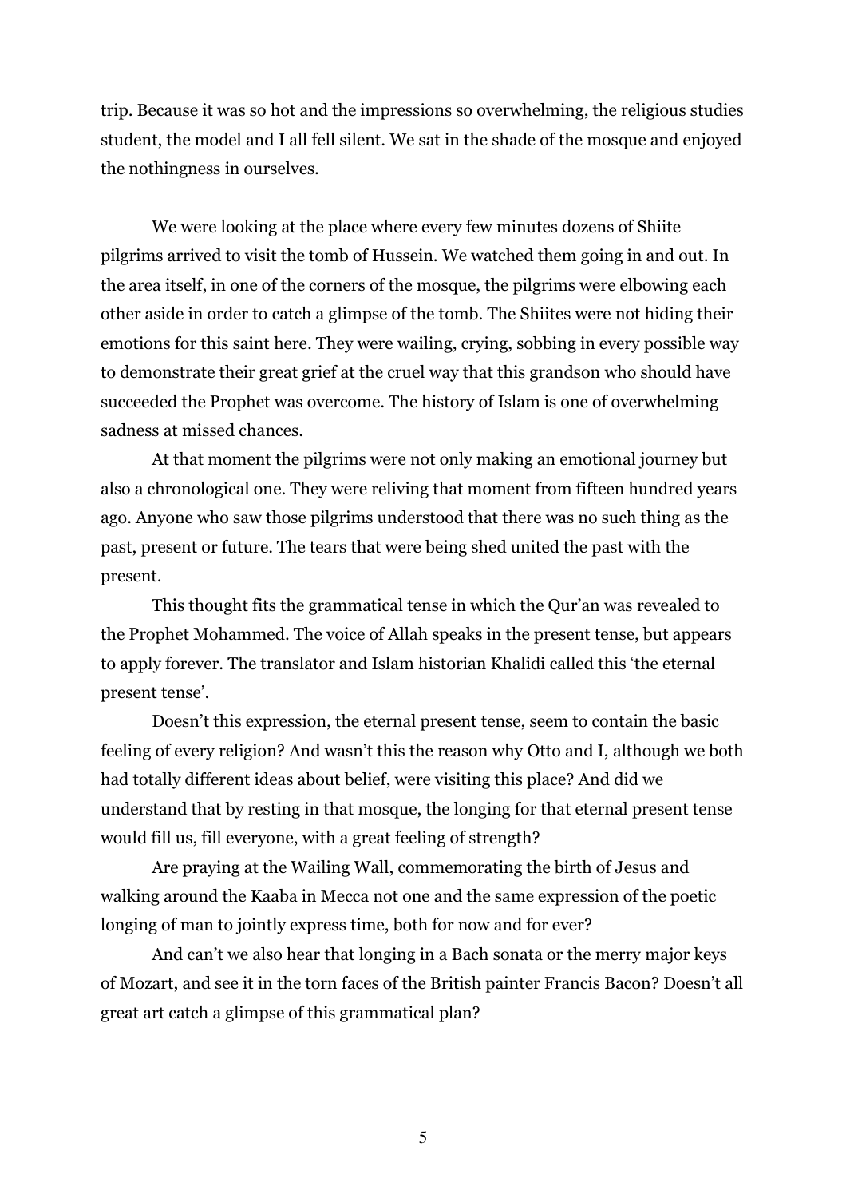trip. Because it was so hot and the impressions so overwhelming, the religious studies student, the model and I all fell silent. We sat in the shade of the mosque and enjoyed the nothingness in ourselves.

We were looking at the place where every few minutes dozens of Shiite pilgrims arrived to visit the tomb of Hussein. We watched them going in and out. In the area itself, in one of the corners of the mosque, the pilgrims were elbowing each other aside in order to catch a glimpse of the tomb. The Shiites were not hiding their emotions for this saint here. They were wailing, crying, sobbing in every possible way to demonstrate their great grief at the cruel way that this grandson who should have succeeded the Prophet was overcome. The history of Islam is one of overwhelming sadness at missed chances.

At that moment the pilgrims were not only making an emotional journey but also a chronological one. They were reliving that moment from fifteen hundred years ago. Anyone who saw those pilgrims understood that there was no such thing as the past, present or future. The tears that were being shed united the past with the present.

This thought fits the grammatical tense in which the Qur'an was revealed to the Prophet Mohammed. The voice of Allah speaks in the present tense, but appears to apply forever. The translator and Islam historian Khalidi called this 'the eternal present tense'.

Doesn't this expression, the eternal present tense, seem to contain the basic feeling of every religion? And wasn't this the reason why Otto and I, although we both had totally different ideas about belief, were visiting this place? And did we understand that by resting in that mosque, the longing for that eternal present tense would fill us, fill everyone, with a great feeling of strength?

Are praying at the Wailing Wall, commemorating the birth of Jesus and walking around the Kaaba in Mecca not one and the same expression of the poetic longing of man to jointly express time, both for now and for ever?

And can't we also hear that longing in a Bach sonata or the merry major keys of Mozart, and see it in the torn faces of the British painter Francis Bacon? Doesn't all great art catch a glimpse of this grammatical plan?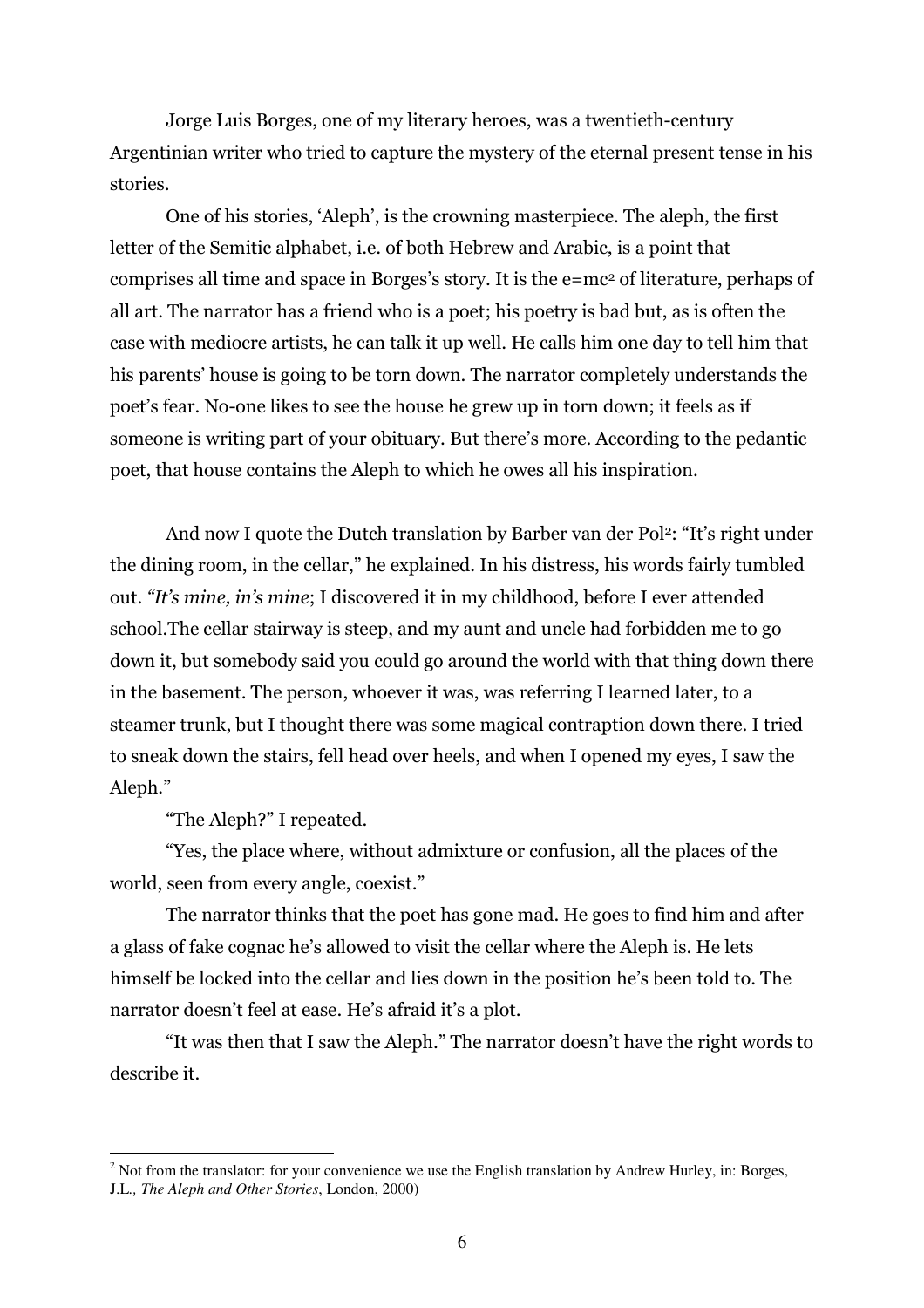Jorge Luis Borges, one of my literary heroes, was a twentieth-century Argentinian writer who tried to capture the mystery of the eternal present tense in his stories.

One of his stories, 'Aleph', is the crowning masterpiece. The aleph, the first letter of the Semitic alphabet, i.e. of both Hebrew and Arabic, is a point that comprises all time and space in Borges's story. It is the $e=mc^2$ of literature, perhaps of all art. The narrator has a friend who is a poet; his poetry is bad but, as is often the case with mediocre artists, he can talk it up well. He calls him one day to tell him that his parents' house is going to be torn down. The narrator completely understands the poet's fear. No-one likes to see the house he grew up in torn down; it feels as if someone is writing part of your obituary. But there's more. According to the pedantic poet, that house contains the Aleph to which he owes all his inspiration.

And now I quote the Dutch translation by Barber van der Pol[2]: "It's right under the dining room, in the cellar," he explained. In his distress, his words fairly tumbled out. *"It's mine, in's mine*; I discovered it in my childhood, before I ever attended school.The cellar stairway is steep, and my aunt and uncle had forbidden me to go down it, but somebody said you could go around the world with that thing down there in the basement. The person, whoever it was, was referring I learned later, to a steamer trunk, but I thought there was some magical contraption down there. I tried to sneak down the stairs, fell head over heels, and when I opened my eyes, I saw the Aleph."

"The Aleph?" I repeated.

"Yes, the place where, without admixture or confusion, all the places of the world, seen from every angle, coexist."

The narrator thinks that the poet has gone mad. He goes to find him and after a glass of fake cognac he's allowed to visit the cellar where the Aleph is. He lets himself be locked into the cellar and lies down in the position he's been told to. The narrator doesn't feel at ease. He's afraid it's a plot.

"It was then that I saw the Aleph." The narrator doesn't have the right words to describe it.

---

[2] Not from the translator: for your convenience we use the English translation by Andrew Hurley, in: Borges, J.L., *The Aleph and Other Stories*, London, 2000)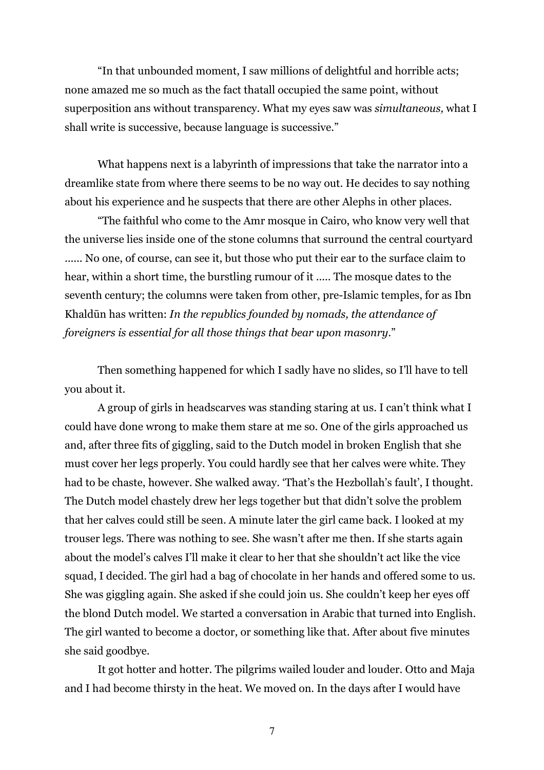"In that unbounded moment, I saw millions of delightful and horrible acts; none amazed me so much as the fact thatall occupied the same point, without superposition ans without transparency. What my eyes saw was *simultaneous,* what I shall write is successive, because language is successive."

What happens next is a labyrinth of impressions that take the narrator into a dreamlike state from where there seems to be no way out. He decides to say nothing about his experience and he suspects that there are other Alephs in other places.

"The faithful who come to the Amr mosque in Cairo, who know very well that the universe lies inside one of the stone columns that surround the central courtyard ...... No one, of course, can see it, but those who put their ear to the surface claim to hear, within a short time, the burstling rumour of it ..... The mosque dates to the seventh century; the columns were taken from other, pre-Islamic temples, for as Ibn Khaldūn has written: *In the republics founded by nomads, the attendance of foreigners is essential for all those things that bear upon masonry*."

Then something happened for which I sadly have no slides, so I'll have to tell you about it.

A group of girls in headscarves was standing staring at us. I can't think what I could have done wrong to make them stare at me so. One of the girls approached us and, after three fits of giggling, said to the Dutch model in broken English that she must cover her legs properly. You could hardly see that her calves were white. They had to be chaste, however. She walked away. 'That's the Hezbollah's fault', I thought. The Dutch model chastely drew her legs together but that didn't solve the problem that her calves could still be seen. A minute later the girl came back. I looked at my trouser legs. There was nothing to see. She wasn't after me then. If she starts again about the model's calves I'll make it clear to her that she shouldn't act like the vice squad, I decided. The girl had a bag of chocolate in her hands and offered some to us. She was giggling again. She asked if she could join us. She couldn't keep her eyes off the blond Dutch model. We started a conversation in Arabic that turned into English. The girl wanted to become a doctor, or something like that. After about five minutes she said goodbye.

It got hotter and hotter. The pilgrims wailed louder and louder. Otto and Maja and I had become thirsty in the heat. We moved on. In the days after I would have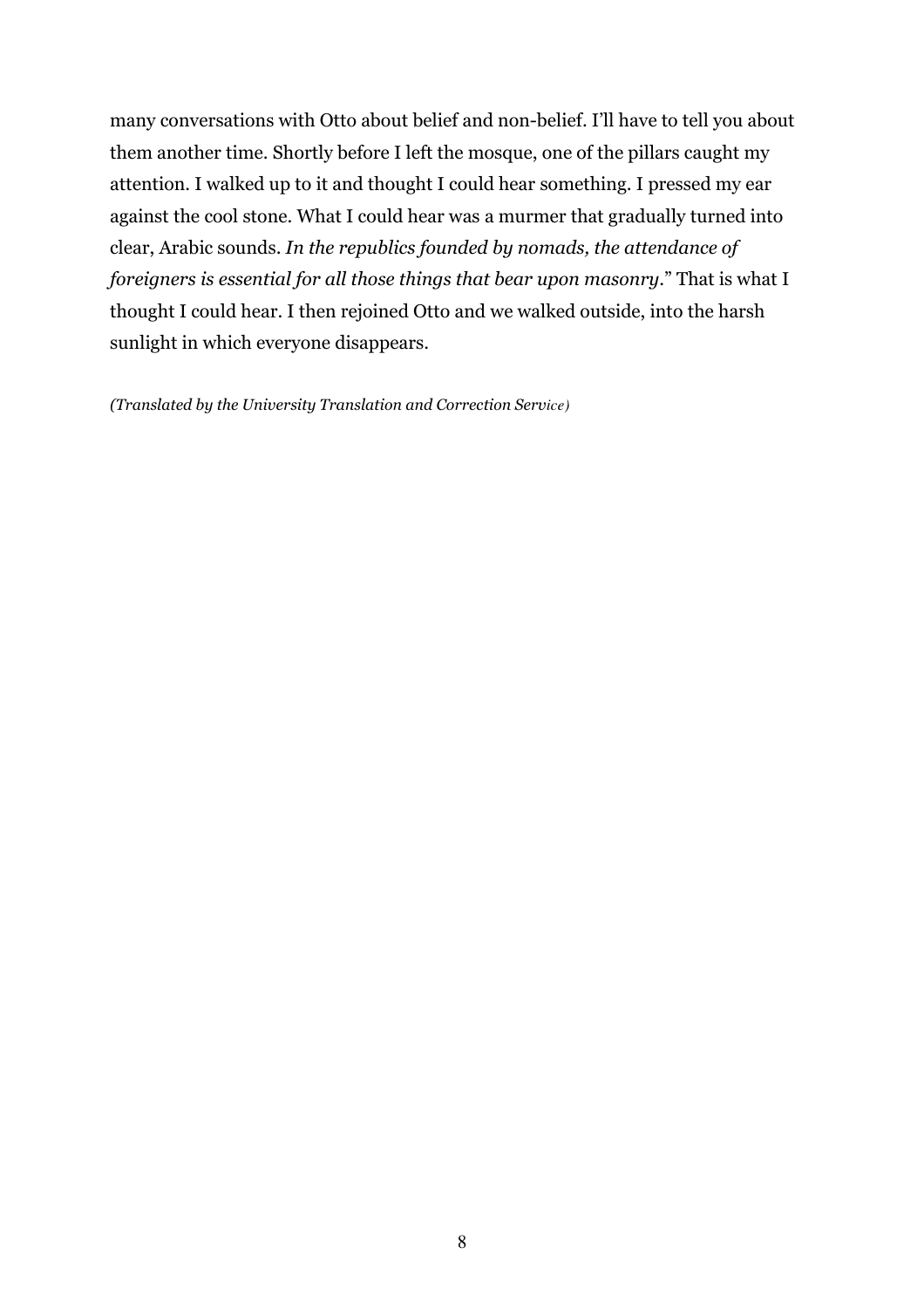many conversations with Otto about belief and non-belief. I'll have to tell you about them another time. Shortly before I left the mosque, one of the pillars caught my attention. I walked up to it and thought I could hear something. I pressed my ear against the cool stone. What I could hear was a murmer that gradually turned into clear, Arabic sounds. *In the republics founded by nomads, the attendance of foreigners is essential for all those things that bear upon masonry*." That is what I thought I could hear. I then rejoined Otto and we walked outside, into the harsh sunlight in which everyone disappears.

*(Translated by the University Translation and Correction Service)*